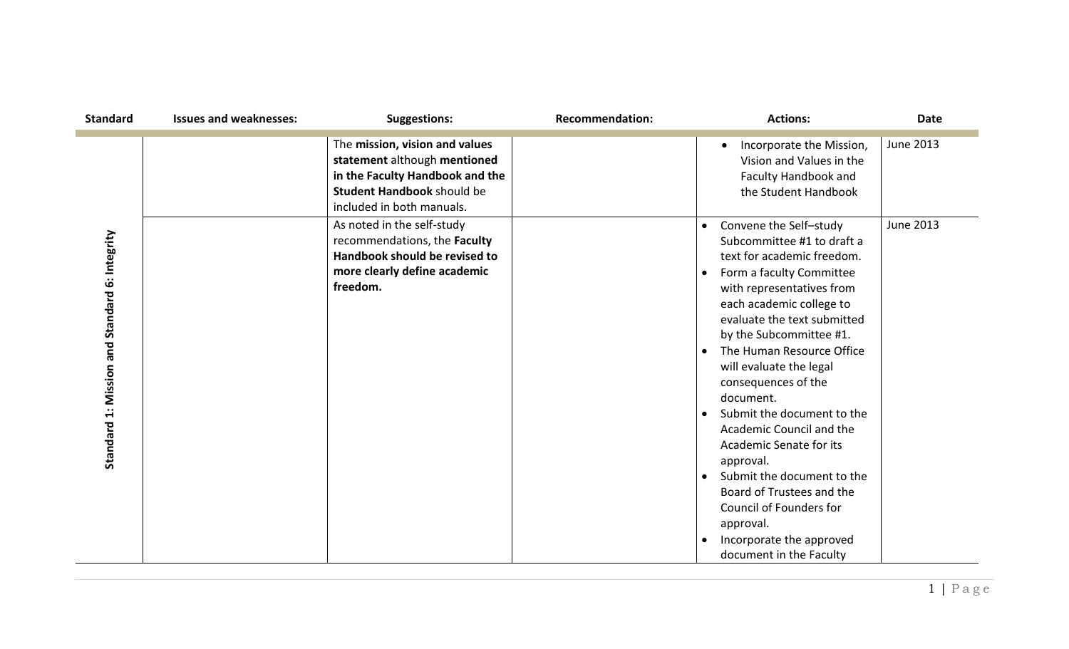| Standard | Issues and weaknesses: | Suggestions: | Recommendation: | Actions: | Date |
|---|---|---|---|---|---|
| **Standard 1: Mission and Standard 6: Integrity** | | The **mission, vision and values statement** although **mentioned in the Faculty Handbook and the Student Handbook** should be included in both manuals. | | • Incorporate the Mission, Vision and Values in the Faculty Handbook and the Student Handbook | June 2013 |
| | | As noted in the self-study recommendations, the **Faculty Handbook should be revised to more clearly define academic freedom.** | | • Convene the Self–study Subcommittee #1 to draft a text for academic freedom. <br> • Form a faculty Committee with representatives from each academic college to evaluate the text submitted by the Subcommittee #1. <br> • The Human Resource Office will evaluate the legal consequences of the document. <br> • Submit the document to the Academic Council and the Academic Senate for its approval. <br> • Submit the document to the Board of Trustees and the Council of Founders for approval. <br> • Incorporate the approved document in the Faculty | June 2013 |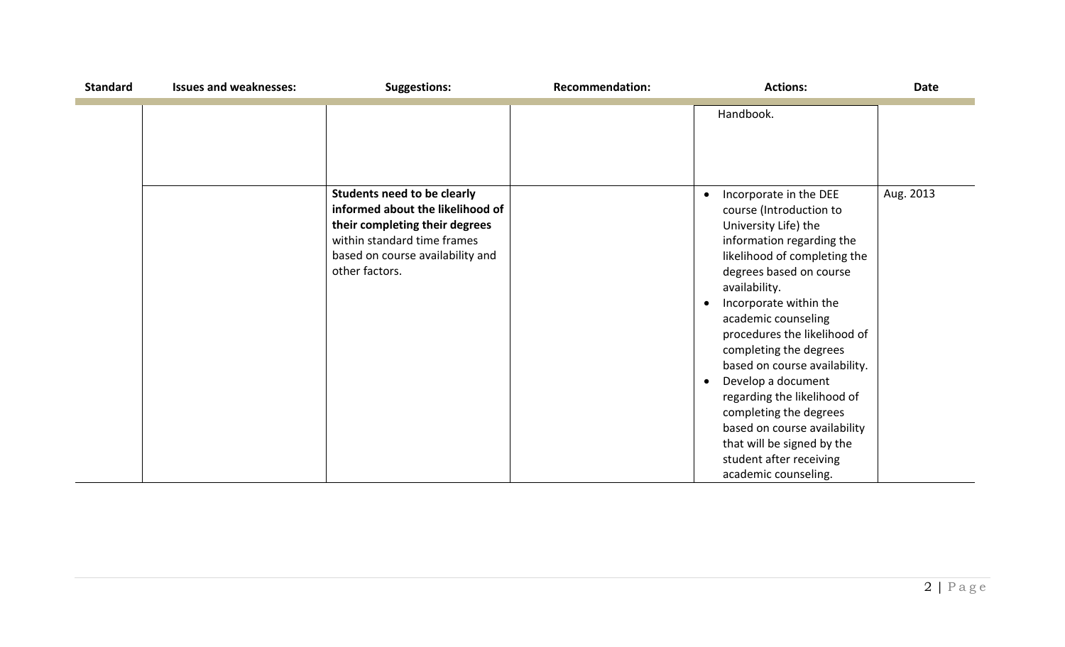| Standard | Issues and weaknesses: | Suggestions: | Recommendation: | Actions: | Date |
|---|---|---|---|---|---|
| | | | | Handbook. | |
| | | **Students need to be clearly informed about the likelihood of their completing their degrees** within standard time frames based on course availability and other factors. | | • Incorporate in the DEE course (Introduction to University Life) the information regarding the likelihood of completing the degrees based on course availability.<br>• Incorporate within the academic counseling procedures the likelihood of completing the degrees based on course availability.<br>• Develop a document regarding the likelihood of completing the degrees based on course availability that will be signed by the student after receiving academic counseling. | Aug. 2013 |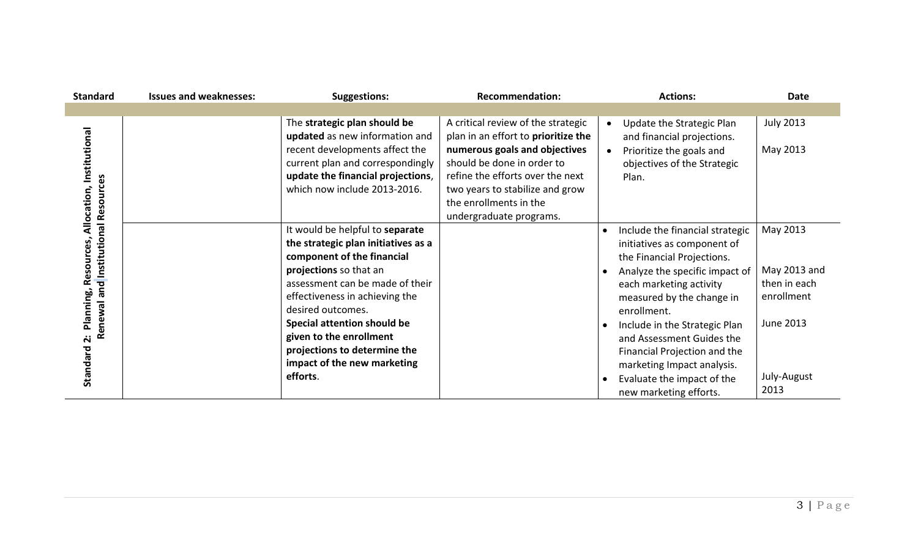| Standard | Issues and weaknesses: | Suggestions: | Recommendation: | Actions: | Date |
|---|---|---|---|---|---|
| **Standard 2: Planning, Resources, Allocation, Institutional Renewal and Institutional Resources** | | The **strategic plan should be updated** as new information and recent developments affect the current plan and correspondingly **update the financial projections**, which now include 2013-2016. | A critical review of the strategic plan in an effort to **prioritize the numerous goals and objectives** should be done in order to refine the efforts over the next two years to stabilize and grow the enrollments in the undergraduate programs. | • Update the Strategic Plan and financial projections.<br>• Prioritize the goals and objectives of the Strategic Plan. | July 2013<br><br>May 2013 |
| | | It would be helpful to **separate the strategic plan initiatives as a component of the financial projections** so that an assessment can be made of their effectiveness in achieving the desired outcomes.<br>**Special attention should be given to the enrollment projections to determine the impact of the new marketing efforts**. | | • Include the financial strategic initiatives as component of the Financial Projections.<br>• Analyze the specific impact of each marketing activity measured by the change in enrollment.<br>• Include in the Strategic Plan and Assessment Guides the Financial Projection and the marketing Impact analysis.<br>• Evaluate the impact of the new marketing efforts. | May 2013<br><br>May 2013 and then in each enrollment<br><br>June 2013<br><br>July-August 2013 |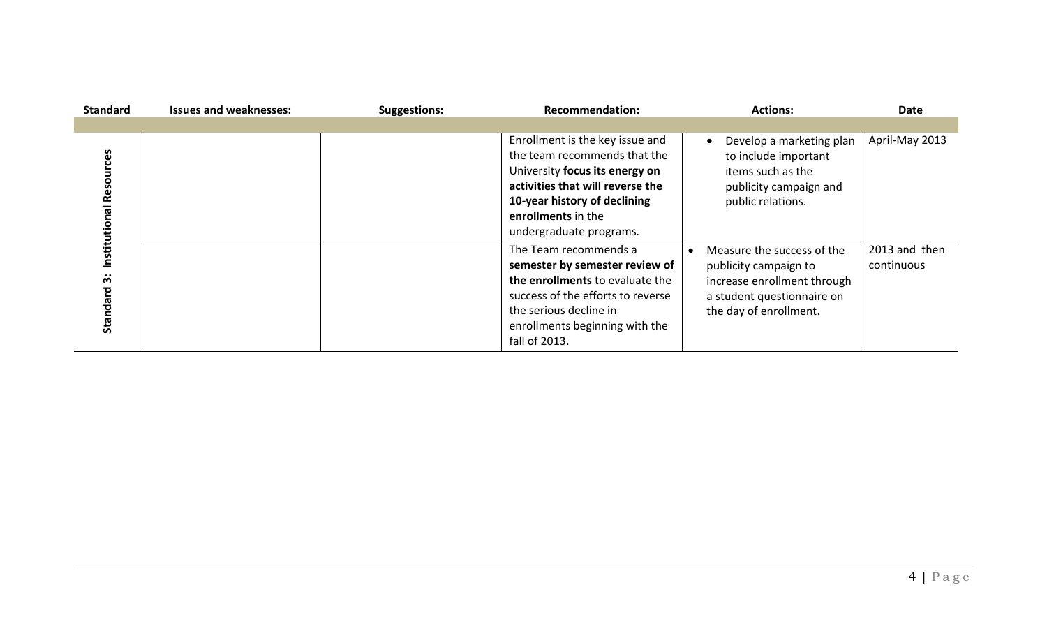| Standard | Issues and weaknesses: | Suggestions: | Recommendation: | Actions: | Date |
|---|---|---|---|---|---|
| **Standard 3: Institutional Resources** | | | Enrollment is the key issue and the team recommends that the University **focus its energy on activities that will reverse the 10-year history of declining enrollments** in the undergraduate programs. | • Develop a marketing plan to include important items such as the publicity campaign and public relations. | April-May 2013 |
| | | | The Team recommends a **semester by semester review of the enrollments** to evaluate the success of the efforts to reverse the serious decline in enrollments beginning with the fall of 2013. | • Measure the success of the publicity campaign to increase enrollment through a student questionnaire on the day of enrollment. | 2013 and then continuous |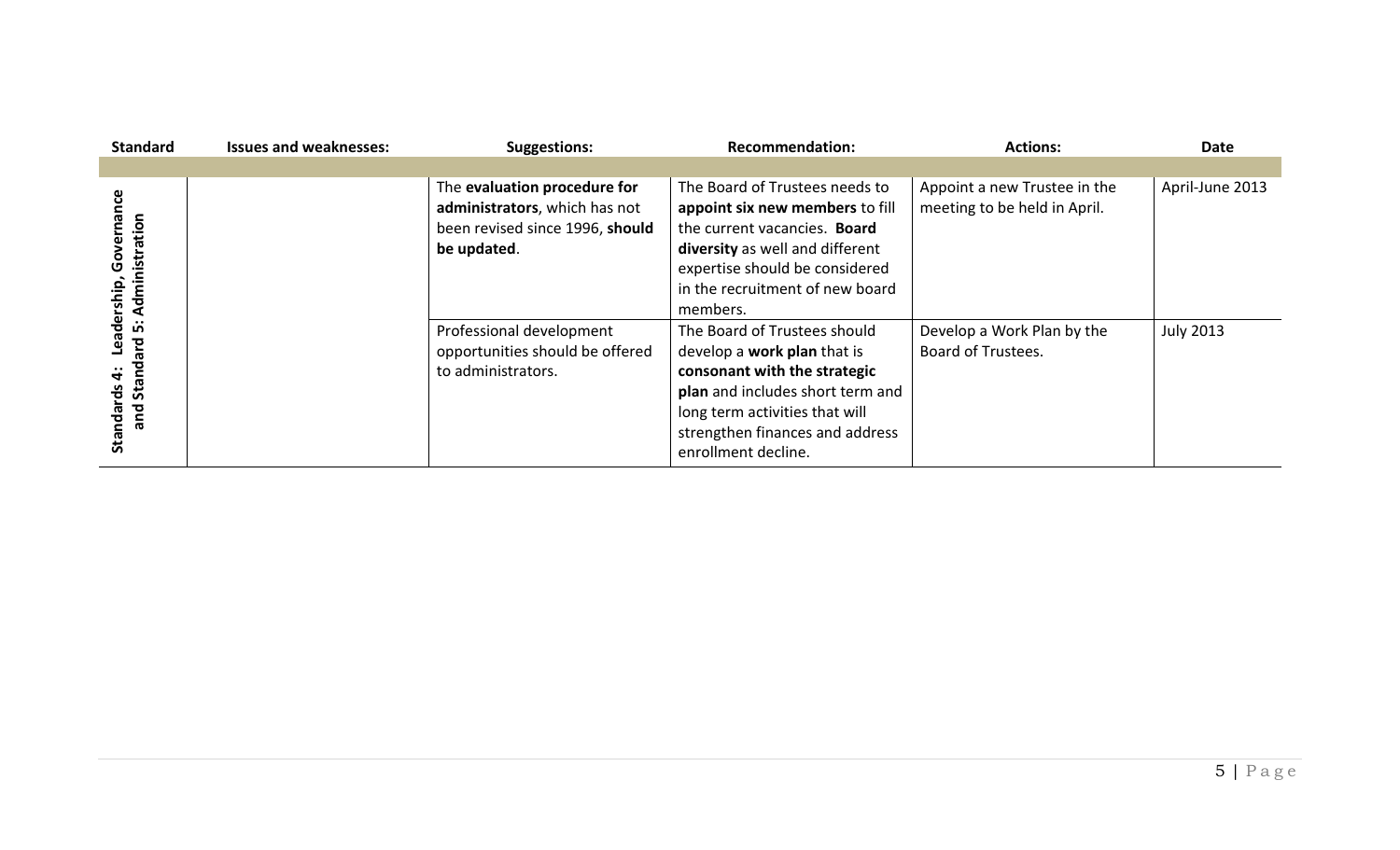| Standard | Issues and weaknesses: | Suggestions: | Recommendation: | Actions: | Date |
|---|---|---|---|---|---|
| | | | | | |
| Standards 4: Leadership, Governance and Standard 5: Administration | | The **evaluation procedure for administrators**, which has not been revised since 1996, **should be updated**. | The Board of Trustees needs to **appoint six new members** to fill the current vacancies. **Board diversity** as well and different expertise should be considered in the recruitment of new board members. | Appoint a new Trustee in the meeting to be held in April. | April-June 2013 |
| | | Professional development opportunities should be offered to administrators. | The Board of Trustees should develop a **work plan** that is **consonant with the strategic plan** and includes short term and long term activities that will strengthen finances and address enrollment decline. | Develop a Work Plan by the Board of Trustees. | July 2013 |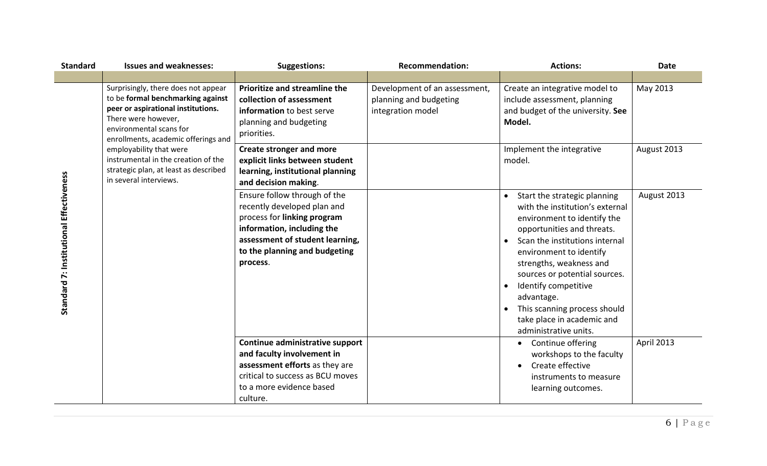| Standard | Issues and weaknesses: | Suggestions: | Recommendation: | Actions: | Date |
|---|---|---|---|---|---|
| | | | | | |
| **Standard 7: Institutional Effectiveness** | Surprisingly, there does not appear to be **formal benchmarking against peer or aspirational institutions.** There were however, environmental scans for enrollments, academic offerings and employability that were instrumental in the creation of the strategic plan, at least as described in several interviews. | **Prioritize and streamline the collection of assessment information** to best serve planning and budgeting priorities. | Development of an assessment, planning and budgeting integration model | Create an integrative model to include assessment, planning and budget of the university. **See Model.** | May 2013 |
| | | **Create stronger and more explicit links between student learning, institutional planning and decision making**. | | Implement the integrative model. | August 2013 |
| | | Ensure follow through of the recently developed plan and process for **linking program information, including the assessment of student learning, to the planning and budgeting process**. | | • Start the strategic planning with the institution's external environment to identify the opportunities and threats.<br>• Scan the institutions internal environment to identify strengths, weakness and sources or potential sources.<br>• Identify competitive advantage.<br>• This scanning process should take place in academic and administrative units. | August 2013 |
| | | **Continue administrative support and faculty involvement in assessment efforts** as they are critical to success as BCU moves to a more evidence based culture. | | • Continue offering workshops to the faculty<br>• Create effective instruments to measure learning outcomes. | April 2013 |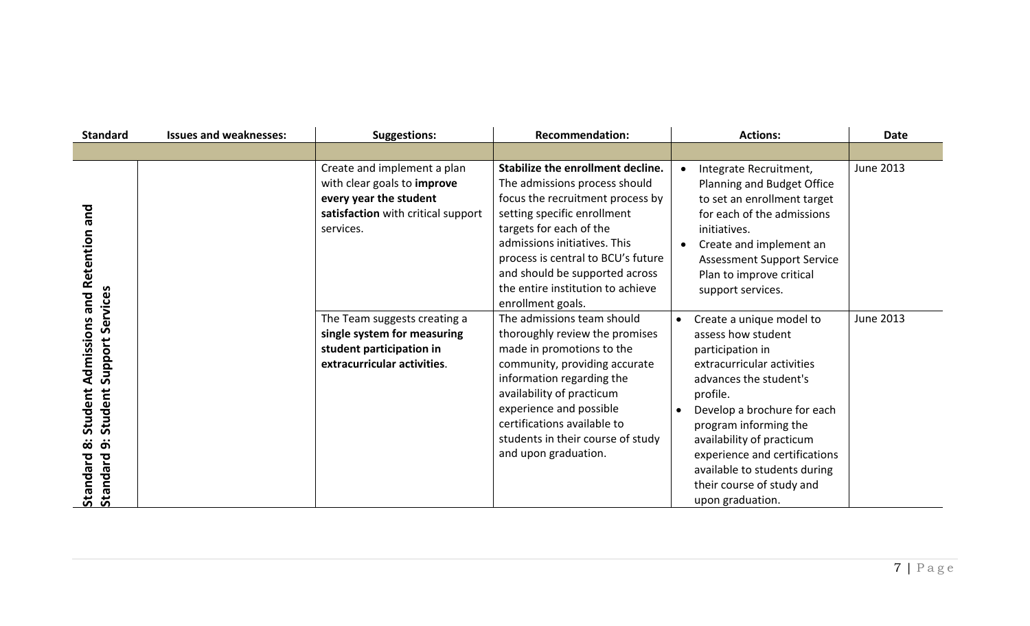| Standard | Issues and weaknesses: | Suggestions: | Recommendation: | Actions: | Date |
|---|---|---|---|---|---|
| | | | | | |
| Standard 8: Student Admissions and Retention and Standard 9: Student Support Services | | Create and implement a plan with clear goals to **improve every year the student satisfaction** with critical support services. | **Stabilize the enrollment decline.** The admissions process should focus the recruitment process by setting specific enrollment targets for each of the admissions initiatives. This process is central to BCU's future and should be supported across the entire institution to achieve enrollment goals. | • Integrate Recruitment, Planning and Budget Office to set an enrollment target for each of the admissions initiatives.<br>• Create and implement an Assessment Support Service Plan to improve critical support services. | June 2013 |
| | | The Team suggests creating a **single system for measuring student participation in extracurricular activities**. | The admissions team should thoroughly review the promises made in promotions to the community, providing accurate information regarding the availability of practicum experience and possible certifications available to students in their course of study and upon graduation. | • Create a unique model to assess how student participation in extracurricular activities advances the student's profile.<br>• Develop a brochure for each program informing the availability of practicum experience and certifications available to students during their course of study and upon graduation. | June 2013 |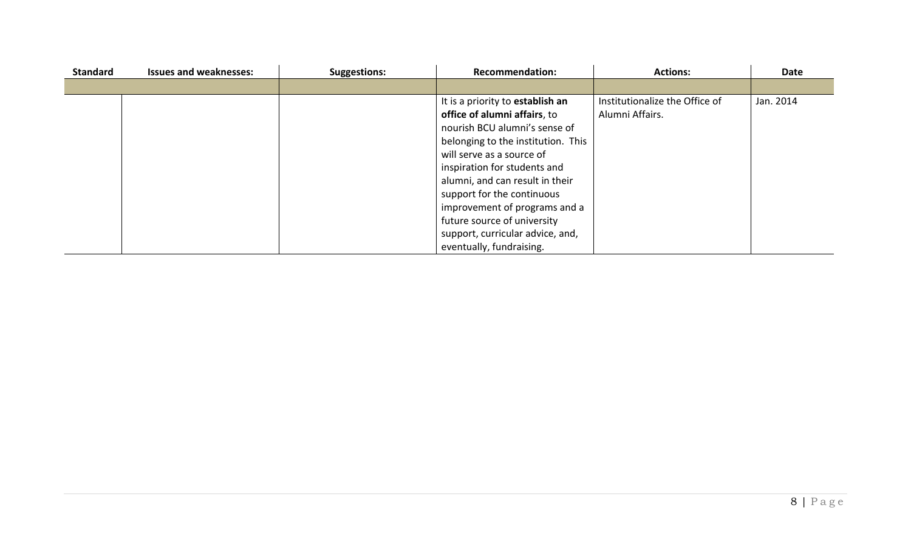| Standard | Issues and weaknesses: | Suggestions: | Recommendation: | Actions: | Date |
|---|---|---|---|---|---|
| | | | | | |
| | | | It is a priority to **establish an office of alumni affairs**, to nourish BCU alumni's sense of belonging to the institution. This will serve as a source of inspiration for students and alumni, and can result in their support for the continuous improvement of programs and a future source of university support, curricular advice, and, eventually, fundraising. | Institutionalize the Office of Alumni Affairs. | Jan. 2014 |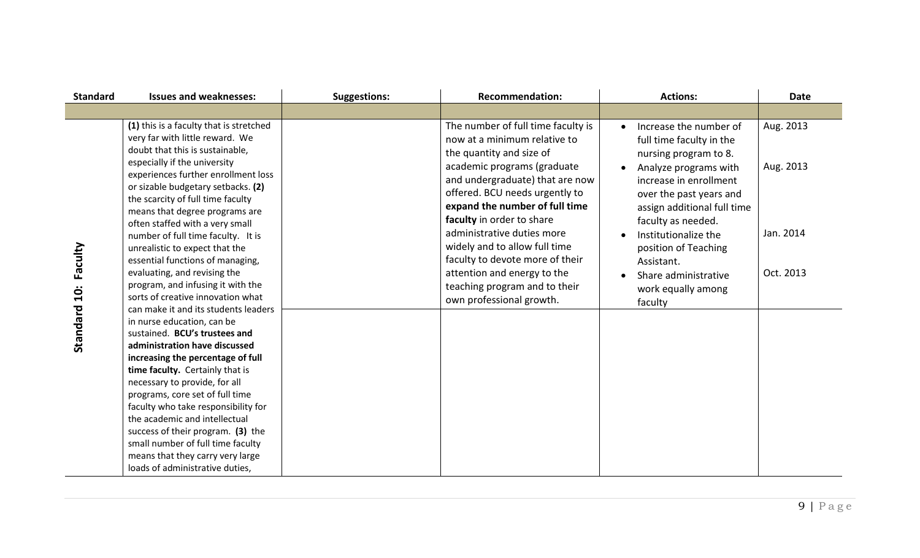| Standard | Issues and weaknesses: | Suggestions: | Recommendation: | Actions: | Date |
|---|---|---|---|---|---|
| | | | | | |
| Standard 10: Faculty | **(1)** this is a faculty that is stretched very far with little reward. We doubt that this is sustainable, especially if the university experiences further enrollment loss or sizable budgetary setbacks. **(2)** the scarcity of full time faculty means that degree programs are often staffed with a very small number of full time faculty. It is unrealistic to expect that the essential functions of managing, evaluating, and revising the program, and infusing it with the sorts of creative innovation what can make it and its students leaders in nurse education, can be sustained. **BCU's trustees and administration have discussed increasing the percentage of full time faculty.** Certainly that is necessary to provide, for all programs, core set of full time faculty who take responsibility for the academic and intellectual success of their program. **(3)** the small number of full time faculty means that they carry very large loads of administrative duties, | | The number of full time faculty is now at a minimum relative to the quantity and size of academic programs (graduate and undergraduate) that are now offered. BCU needs urgently to **expand the number of full time faculty** in order to share administrative duties more widely and to allow full time faculty to devote more of their attention and energy to the teaching program and to their own professional growth. | • Increase the number of full time faculty in the nursing program to 8.<br>• Analyze programs with increase in enrollment over the past years and assign additional full time faculty as needed.<br>• Institutionalize the position of Teaching Assistant.<br>• Share administrative work equally among faculty | Aug. 2013<br>Aug. 2013<br>Jan. 2014<br>Oct. 2013 |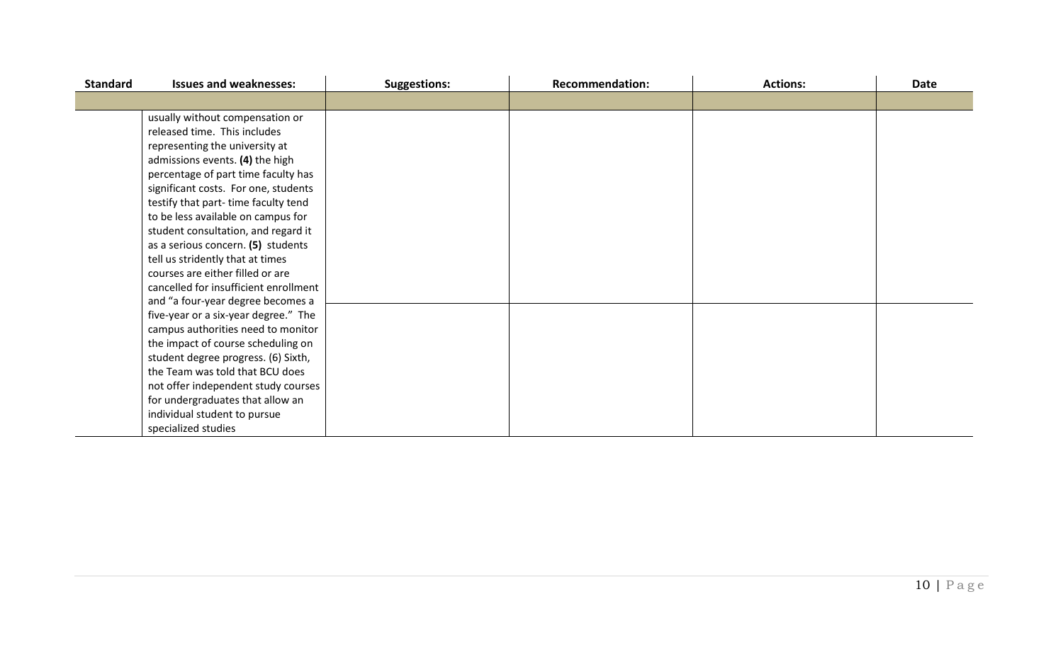| Standard | Issues and weaknesses: | Suggestions: | Recommendation: | Actions: | Date |
|---|---|---|---|---|---|
| | | | | | |
| | usually without compensation or released time. This includes representing the university at admissions events. **(4)** the high percentage of part time faculty has significant costs. For one, students testify that part- time faculty tend to be less available on campus for student consultation, and regard it as a serious concern. **(5)** students tell us stridently that at times courses are either filled or are cancelled for insufficient enrollment and "a four-year degree becomes a five-year or a six-year degree." The campus authorities need to monitor the impact of course scheduling on student degree progress. (6) Sixth, the Team was told that BCU does not offer independent study courses for undergraduates that allow an individual student to pursue specialized studies | | | | |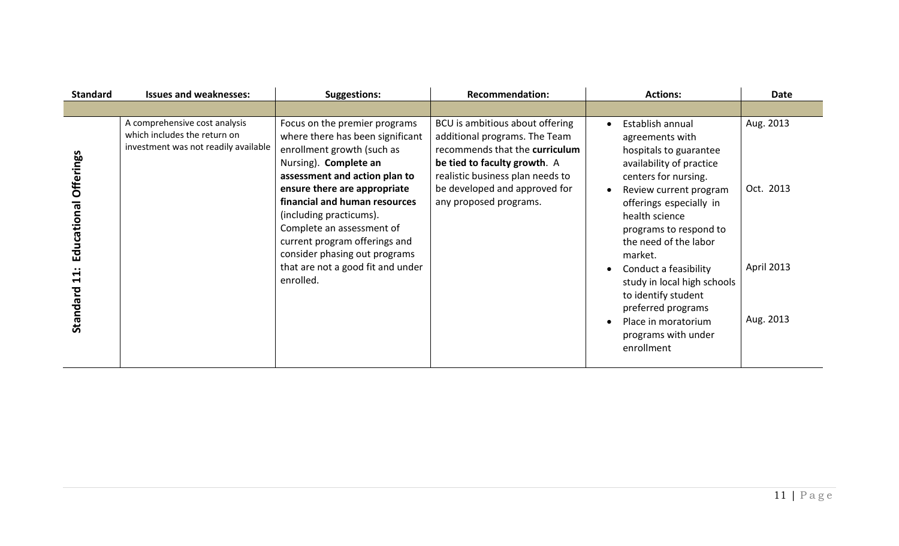| Standard | Issues and weaknesses: | Suggestions: | Recommendation: | Actions: | Date |
|---|---|---|---|---|---|
| | | | | | |
| Standard 11: Educational Offerings | A comprehensive cost analysis which includes the return on investment was not readily available | Focus on the premier programs where there has been significant enrollment growth (such as Nursing). **Complete an assessment and action plan to ensure there are appropriate financial and human resources** (including practicums). Complete an assessment of current program offerings and consider phasing out programs that are not a good fit and under enrolled. | BCU is ambitious about offering additional programs. The Team recommends that the **curriculum be tied to faculty growth**. A realistic business plan needs to be developed and approved for any proposed programs. | • Establish annual agreements with hospitals to guarantee availability of practice centers for nursing.<br>• Review current program offerings especially in health science programs to respond to the need of the labor market.<br>• Conduct a feasibility study in local high schools to identify student preferred programs<br>• Place in moratorium programs with under enrollment | Aug. 2013<br><br>Oct. 2013<br><br>April 2013<br><br>Aug. 2013 |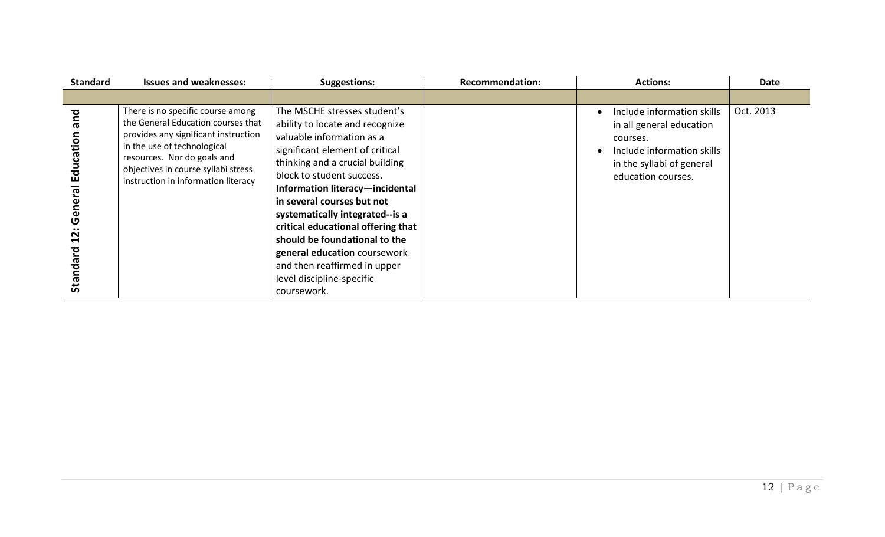| Standard | Issues and weaknesses: | Suggestions: | Recommendation: | Actions: | Date |
|---|---|---|---|---|---|
| | | | | | |
| **Standard 12: General Education and** | There is no specific course among the General Education courses that provides any significant instruction in the use of technological resources. Nor do goals and objectives in course syllabi stress instruction in information literacy | The MSCHE stresses student's ability to locate and recognize valuable information as a significant element of critical thinking and a crucial building block to student success. **Information literacy—incidental in several courses but not systematically integrated--is a critical educational offering that should be foundational to the general education** coursework and then reaffirmed in upper level discipline-specific coursework. | | • Include information skills in all general education courses.<br>• Include information skills in the syllabi of general education courses. | Oct. 2013 |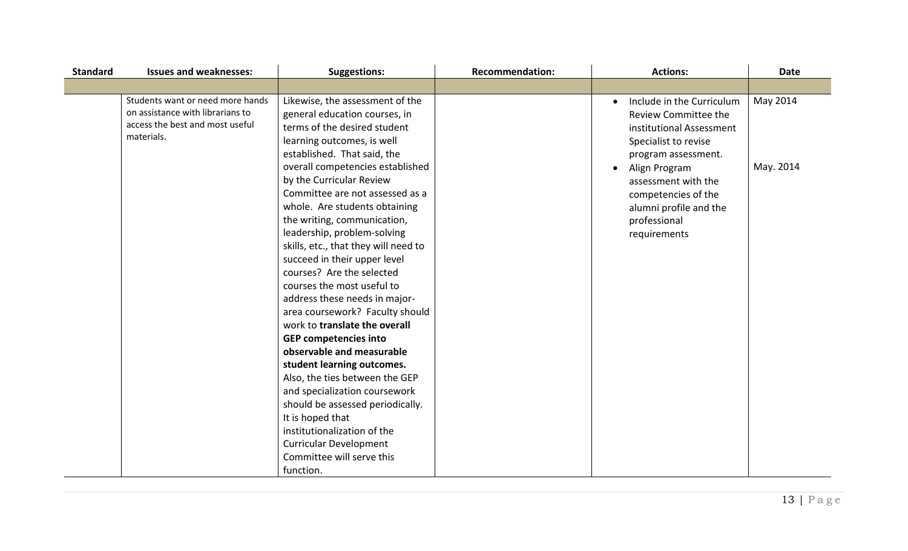| Standard | Issues and weaknesses: | Suggestions: | Recommendation: | Actions: | Date |
|---|---|---|---|---|---|
| | | | | | |
| | Students want or need more hands on assistance with librarians to access the best and most useful materials. | Likewise, the assessment of the general education courses, in terms of the desired student learning outcomes, is well established. That said, the overall competencies established by the Curricular Review Committee are not assessed as a whole. Are students obtaining the writing, communication, leadership, problem-solving skills, etc., that they will need to succeed in their upper level courses? Are the selected courses the most useful to address these needs in major-area coursework? Faculty should work to **translate the overall GEP competencies into observable and measurable student learning outcomes.** Also, the ties between the GEP and specialization coursework should be assessed periodically. It is hoped that institutionalization of the Curricular Development Committee will serve this function. | | • Include in the Curriculum Review Committee the institutional Assessment Specialist to revise program assessment.<br>• Align Program assessment with the competencies of the alumni profile and the professional requirements | May 2014<br><br>May. 2014 |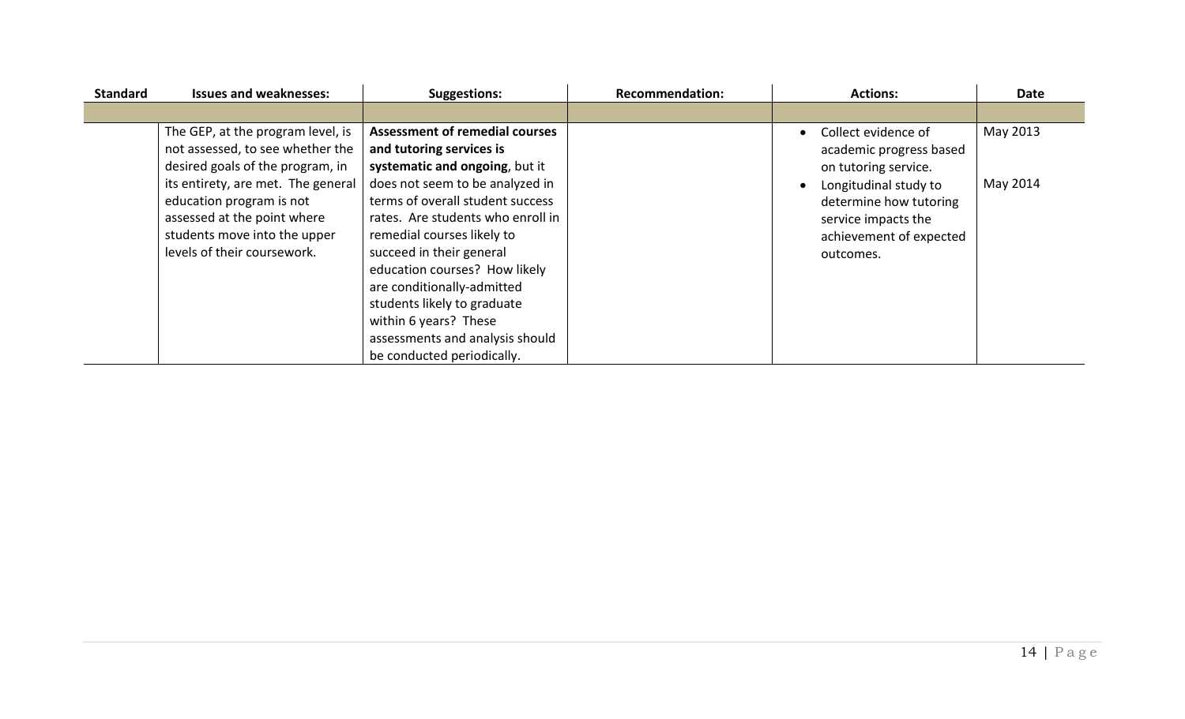| Standard | Issues and weaknesses: | Suggestions: | Recommendation: | Actions: | Date |
|---|---|---|---|---|---|
| | | | | | |
| | The GEP, at the program level, is not assessed, to see whether the desired goals of the program, in its entirety, are met. The general education program is not assessed at the point where students move into the upper levels of their coursework. | **Assessment of remedial courses and tutoring services is systematic and ongoing**, but it does not seem to be analyzed in terms of overall student success rates. Are students who enroll in remedial courses likely to succeed in their general education courses? How likely are conditionally-admitted students likely to graduate within 6 years? These assessments and analysis should be conducted periodically. | | • Collect evidence of academic progress based on tutoring service.<br>• Longitudinal study to determine how tutoring service impacts the achievement of expected outcomes. | May 2013<br><br>May 2014 |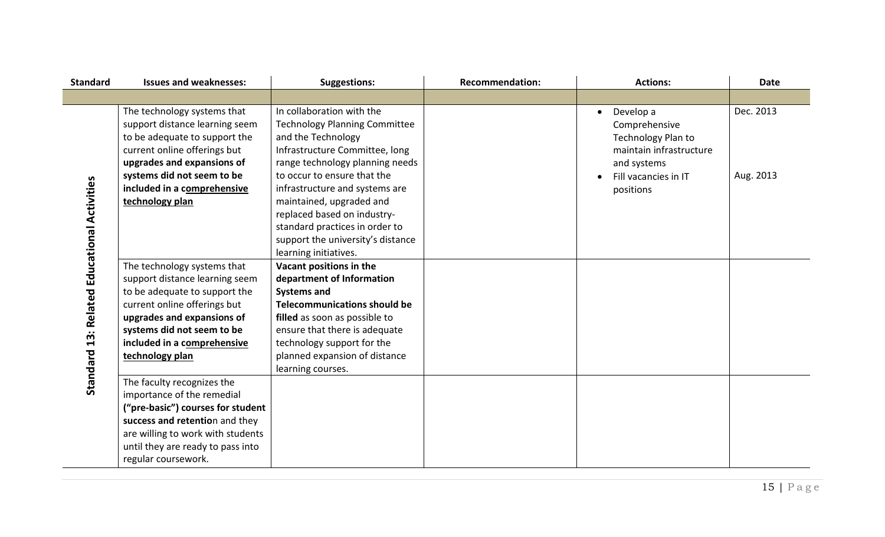| Standard | Issues and weaknesses: | Suggestions: | Recommendation: | Actions: | Date |
|---|---|---|---|---|---|
| | | | | | |
| Standard 13: Related Educational Activities | The technology systems that support distance learning seem to be adequate to support the current online offerings but **upgrades and expansions of systems did not seem to be included in a <u>comprehensive technology plan</u>** | In collaboration with the Technology Planning Committee and the Technology Infrastructure Committee, long range technology planning needs to occur to ensure that the infrastructure and systems are maintained, upgraded and replaced based on industry-standard practices in order to support the university's distance learning initiatives. | | • Develop a Comprehensive Technology Plan to maintain infrastructure and systems<br>• Fill vacancies in IT positions | Dec. 2013<br><br>Aug. 2013 |
| | The technology systems that support distance learning seem to be adequate to support the current online offerings but **upgrades and expansions of systems did not seem to be included in a <u>comprehensive technology plan</u>** | **Vacant positions in the department of Information Systems and Telecommunications should be filled** as soon as possible to ensure that there is adequate technology support for the planned expansion of distance learning courses. | | | |
| | The faculty recognizes the importance of the remedial **("pre-basic") courses for student success and retentio**n and they are willing to work with students until they are ready to pass into regular coursework. | | | | |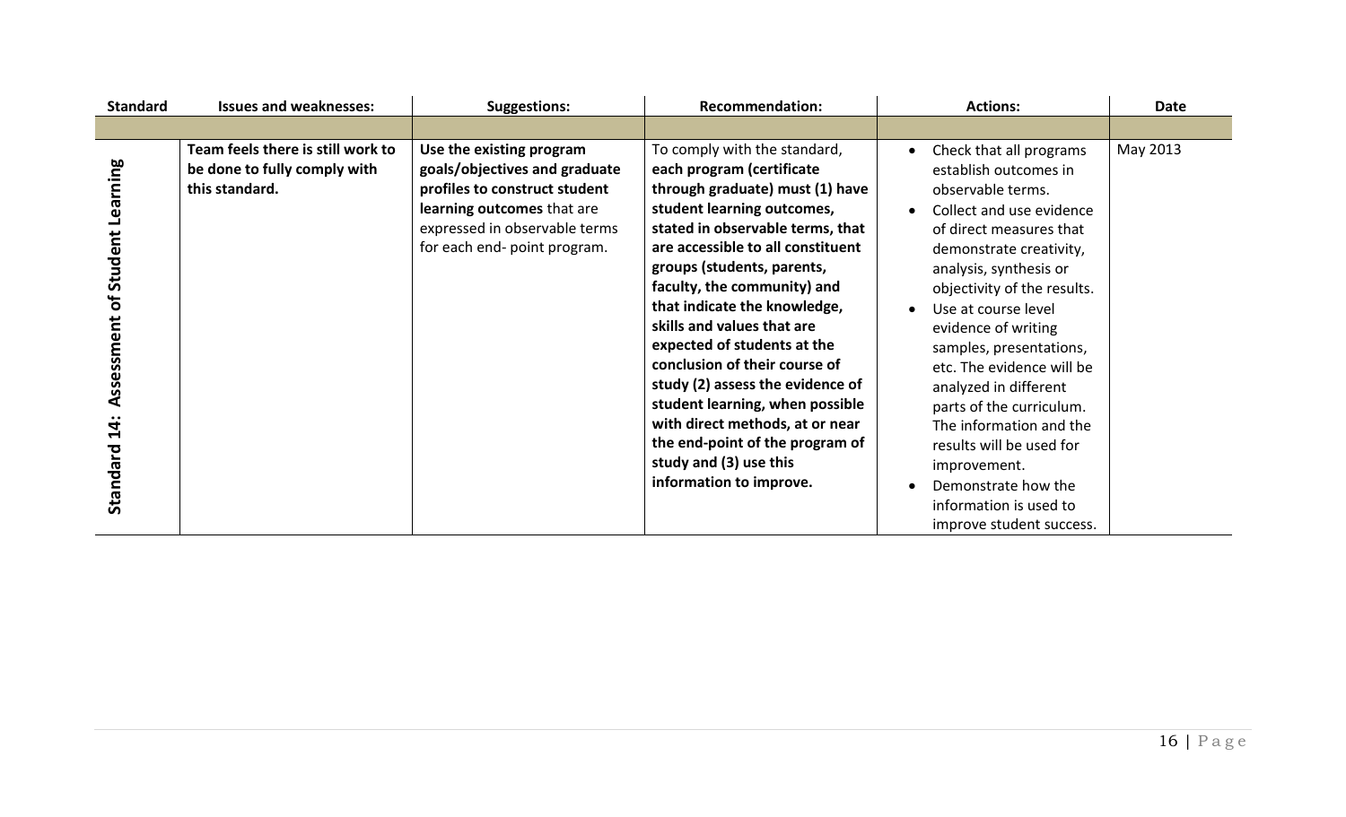| Standard | Issues and weaknesses: | Suggestions: | Recommendation: | Actions: | Date |
|---|---|---|---|---|---|
| | | | | | |
| **Standard 14: Assessment of Student Learning** | **Team feels there is still work to be done to fully comply with this standard.** | **Use the existing program goals/objectives and graduate profiles to construct student learning outcomes** that are expressed in observable terms for each end- point program. | To comply with the standard, **each program (certificate through graduate) must (1) have student learning outcomes, stated in observable terms, that are accessible to all constituent groups (students, parents, faculty, the community) and that indicate the knowledge, skills and values that are expected of students at the conclusion of their course of study (2) assess the evidence of student learning, when possible with direct methods, at or near the end-point of the program of study and (3) use this information to improve.** | • Check that all programs establish outcomes in observable terms.<br>• Collect and use evidence of direct measures that demonstrate creativity, analysis, synthesis or objectivity of the results.<br>• Use at course level evidence of writing samples, presentations, etc. The evidence will be analyzed in different parts of the curriculum. The information and the results will be used for improvement.<br>• Demonstrate how the information is used to improve student success. | May 2013 |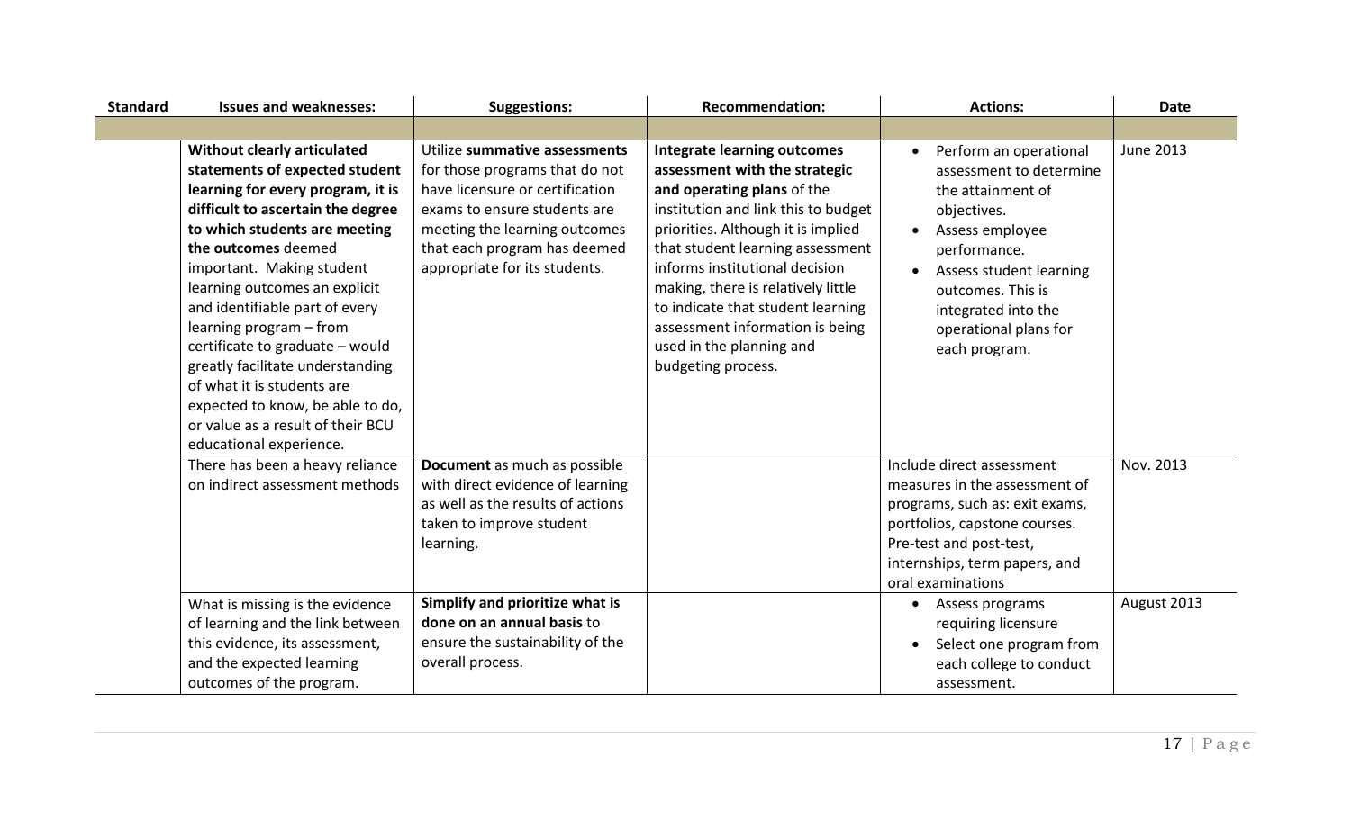| Standard | Issues and weaknesses: | Suggestions: | Recommendation: | Actions: | Date |
|---|---|---|---|---|---|
| | | | | | |
| | **Without clearly articulated statements of expected student learning for every program, it is difficult to ascertain the degree to which students are meeting the outcomes** deemed important. Making student learning outcomes an explicit and identifiable part of every learning program – from certificate to graduate – would greatly facilitate understanding of what it is students are expected to know, be able to do, or value as a result of their BCU educational experience. | Utilize **summative assessments** for those programs that do not have licensure or certification exams to ensure students are meeting the learning outcomes that each program has deemed appropriate for its students. | **Integrate learning outcomes assessment with the strategic and operating plans** of the institution and link this to budget priorities. Although it is implied that student learning assessment informs institutional decision making, there is relatively little to indicate that student learning assessment information is being used in the planning and budgeting process. | • Perform an operational assessment to determine the attainment of objectives.<br>• Assess employee performance.<br>• Assess student learning outcomes. This is integrated into the operational plans for each program. | June 2013 |
| | There has been a heavy reliance on indirect assessment methods | **Document** as much as possible with direct evidence of learning as well as the results of actions taken to improve student learning. | | Include direct assessment measures in the assessment of programs, such as: exit exams, portfolios, capstone courses. Pre-test and post-test, internships, term papers, and oral examinations | Nov. 2013 |
| | What is missing is the evidence of learning and the link between this evidence, its assessment, and the expected learning outcomes of the program. | **Simplify and prioritize what is done on an annual basis** to ensure the sustainability of the overall process. | | • Assess programs requiring licensure<br>• Select one program from each college to conduct assessment. | August 2013 |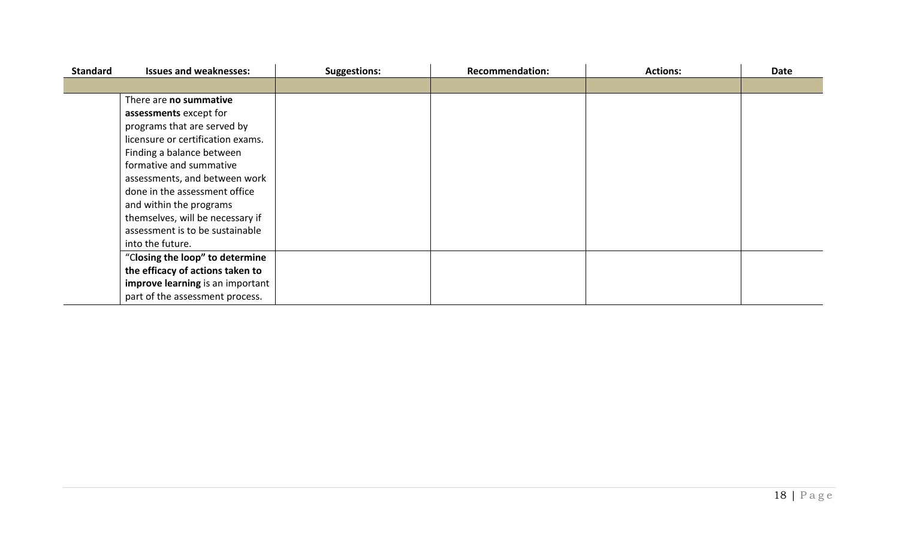| Standard | Issues and weaknesses: | Suggestions: | Recommendation: | Actions: | Date |
|---|---|---|---|---|---|
| | | | | | |
| | There are **no summative assessments** except for programs that are served by licensure or certification exams. Finding a balance between formative and summative assessments, and between work done in the assessment office and within the programs themselves, will be necessary if assessment is to be sustainable into the future. | | | | |
| | "C**losing the loop" to determine the efficacy of actions taken to improve learning** is an important part of the assessment process. | | | | |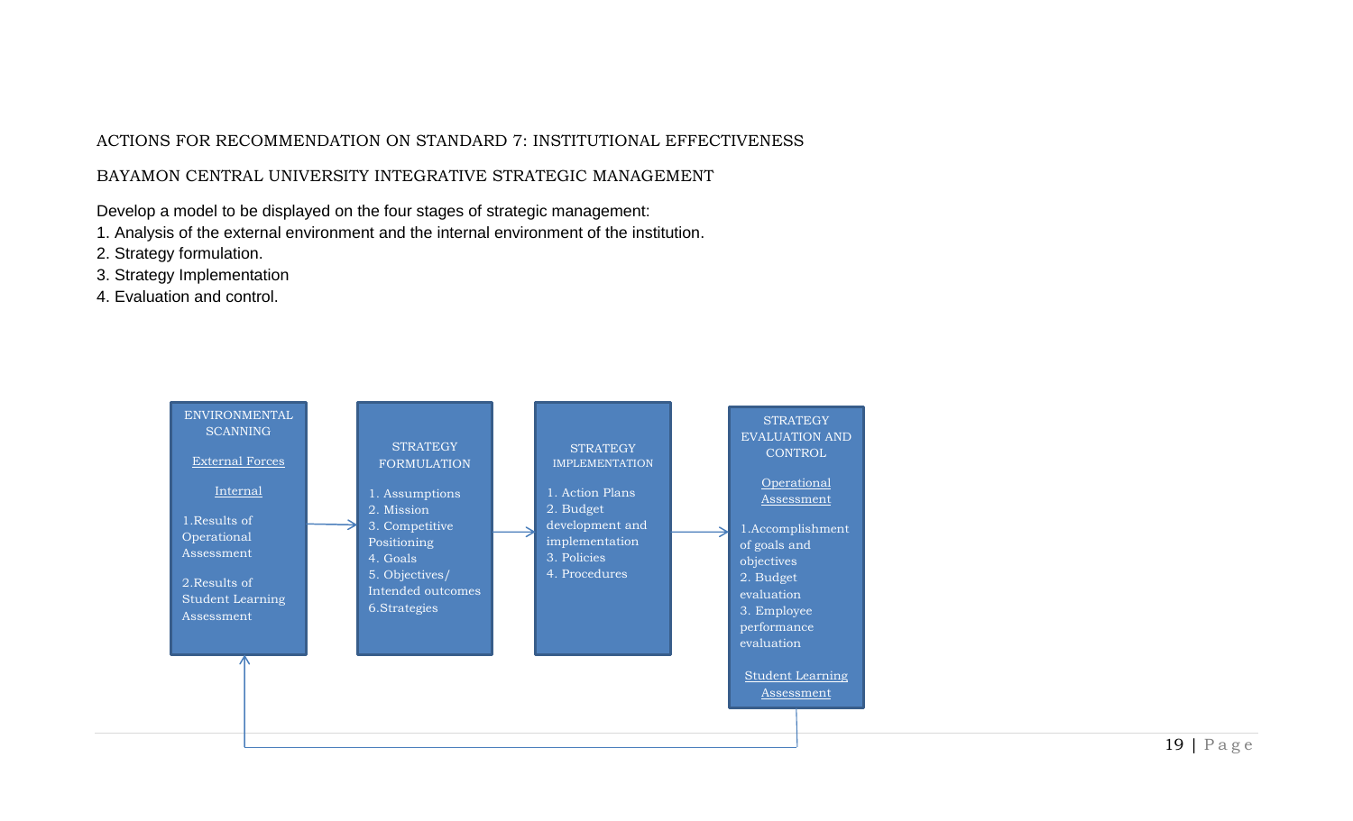ACTIONS FOR RECOMMENDATION ON STANDARD 7: INSTITUTIONAL EFFECTIVENESS

BAYAMON CENTRAL UNIVERSITY INTEGRATIVE STRATEGIC MANAGEMENT

Develop a model to be displayed on the four stages of strategic management:

1. Analysis of the external environment and the internal environment of the institution.
2. Strategy formulation.
3. Strategy Implementation
4. Evaluation and control.

ENVIRONMENTAL SCANNING

External Forces

Internal

1.Results of Operational Assessment

2.Results of Student Learning Assessment

STRATEGY FORMULATION

1. Assumptions
2. Mission
3. Competitive Positioning
4. Goals
5. Objectives/ Intended outcomes
6.Strategies

STRATEGY IMPLEMENTATION

1. Action Plans
2. Budget development and implementation
3. Policies
4. Procedures

STRATEGY EVALUATION AND CONTROL

Operational Assessment

1.Accomplishment of goals and objectives
2. Budget evaluation
3. Employee performance evaluation

Student Learning Assessment